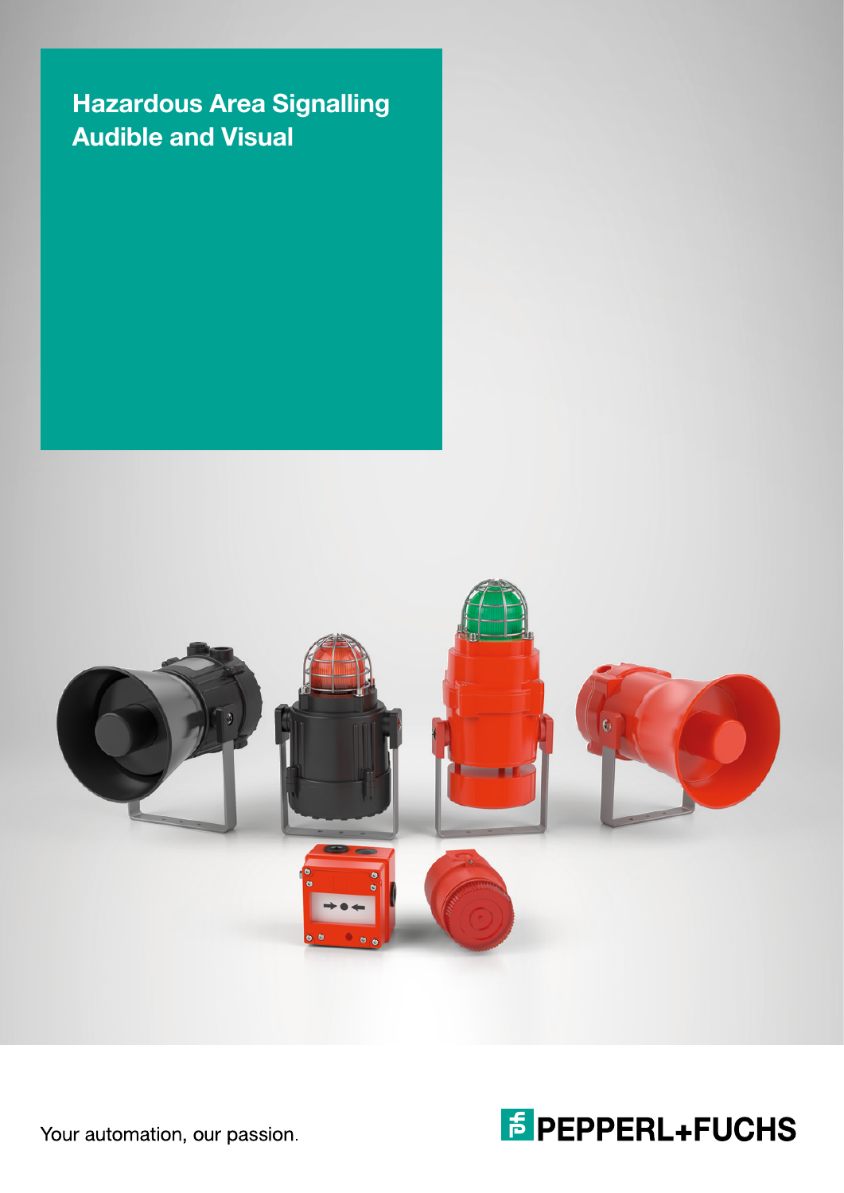# Hazardous Area Signalling
# Audible and Visual

Your automation, our passion.

PEPPERL+FUCHS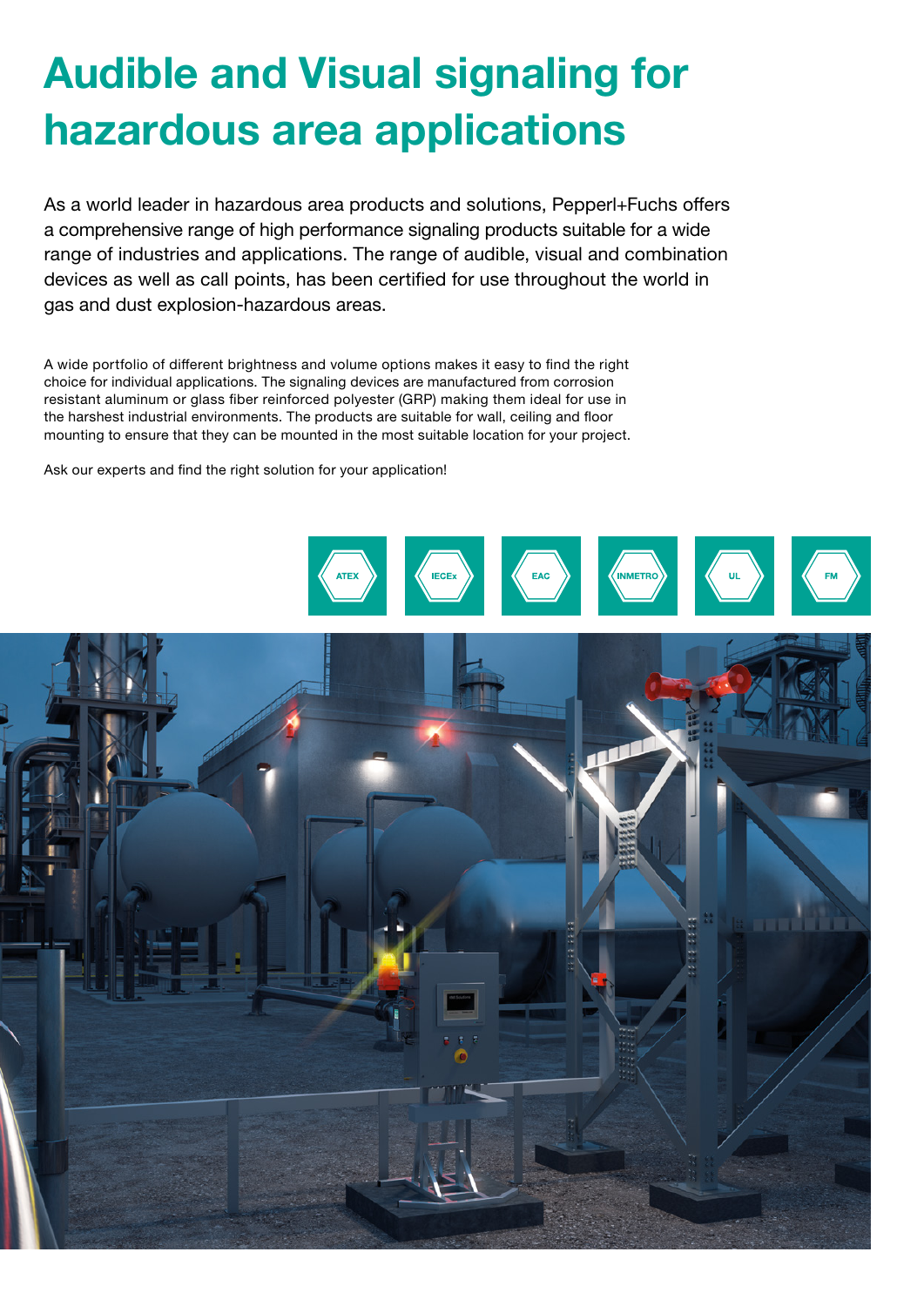# Audible and Visual signaling for hazardous area applications

As a world leader in hazardous area products and solutions, Pepperl+Fuchs offers a comprehensive range of high performance signaling products suitable for a wide range of industries and applications. The range of audible, visual and combination devices as well as call points, has been certified for use throughout the world in gas and dust explosion-hazardous areas.

A wide portfolio of different brightness and volume options makes it easy to find the right choice for individual applications. The signaling devices are manufactured from corrosion resistant aluminum or glass fiber reinforced polyester (GRP) making them ideal for use in the harshest industrial environments. The products are suitable for wall, ceiling and floor mounting to ensure that they can be mounted in the most suitable location for your project.

Ask our experts and find the right solution for your application!

ATEX IECEx EAC INMETRO UL FM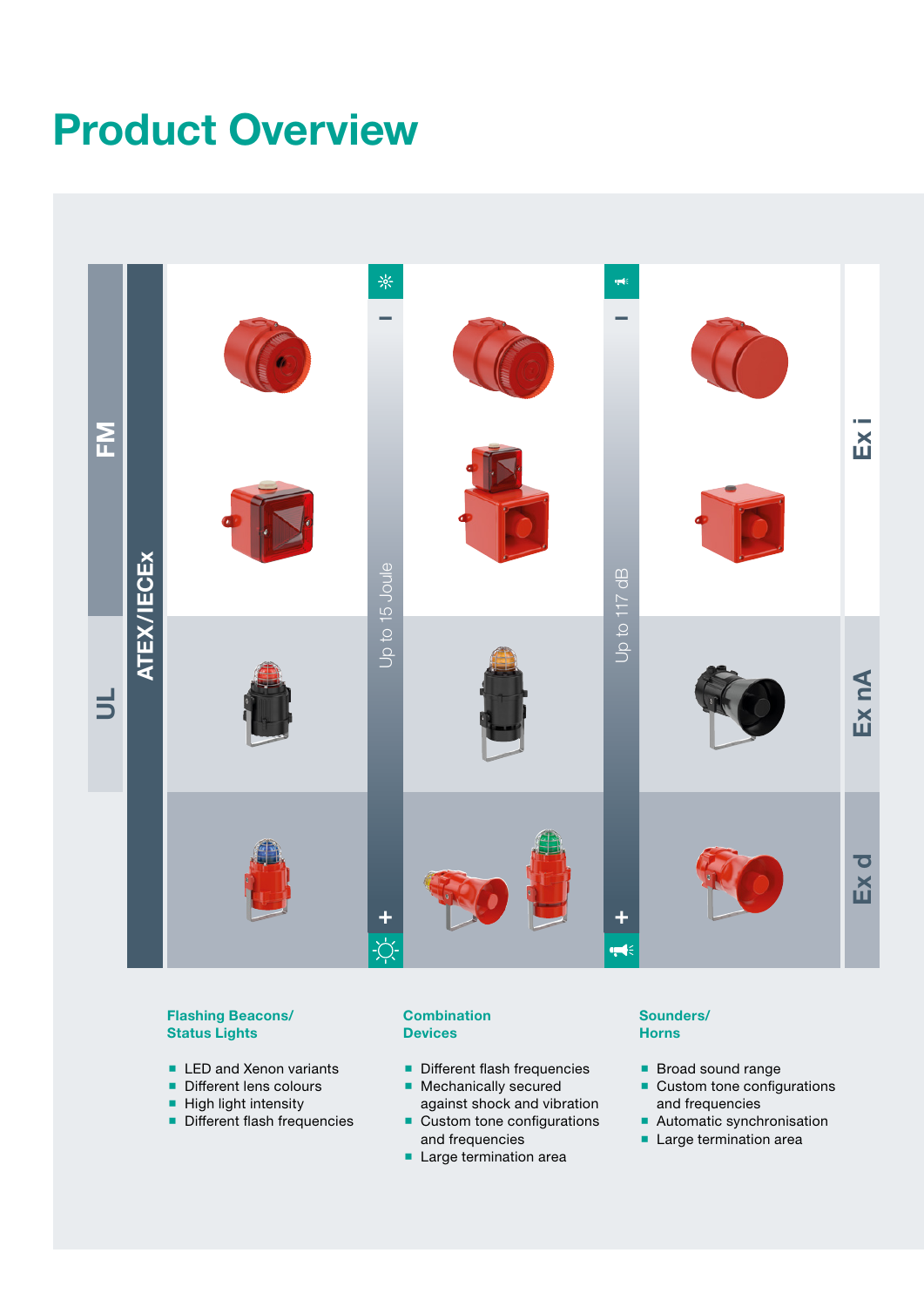# Product Overview

FM

UL

ATEX/IECEx

Up to 15 Joule

Up to 117 dB

Ex i

Ex nA

Ex d

### Flashing Beacons/ Status Lights

- LED and Xenon variants
- Different lens colours
- High light intensity
- Different flash frequencies

### Combination Devices

- Different flash frequencies
- Mechanically secured against shock and vibration
- Custom tone configurations and frequencies
- Large termination area

### Sounders/ Horns

- Broad sound range
- Custom tone configurations and frequencies
- Automatic synchronisation
- Large termination area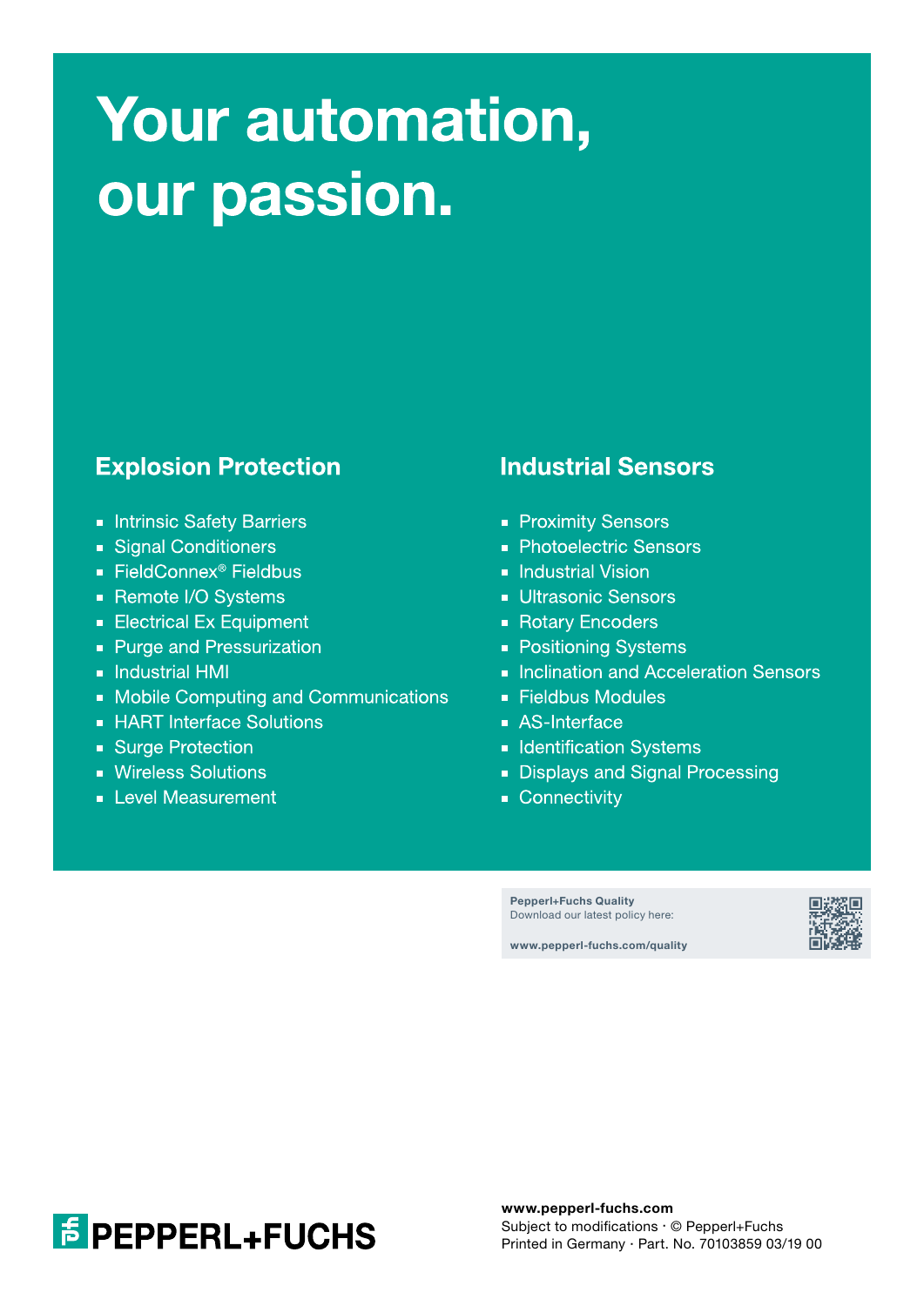# Your automation, our passion.

## Explosion Protection

- Intrinsic Safety Barriers
- Signal Conditioners
- FieldConnex® Fieldbus
- Remote I/O Systems
- Electrical Ex Equipment
- Purge and Pressurization
- Industrial HMI
- Mobile Computing and Communications
- HART Interface Solutions
- Surge Protection
- Wireless Solutions
- Level Measurement

## Industrial Sensors

- Proximity Sensors
- Photoelectric Sensors
- Industrial Vision
- Ultrasonic Sensors
- Rotary Encoders
- Positioning Systems
- Inclination and Acceleration Sensors
- Fieldbus Modules
- AS-Interface
- Identification Systems
- Displays and Signal Processing
- Connectivity

**Pepperl+Fuchs Quality**
Download our latest policy here:

**www.pepperl-fuchs.com/quality**

PEPPERL+FUCHS

**www.pepperl-fuchs.com**
Subject to modifications · © Pepperl+Fuchs
Printed in Germany · Part. No. 70103859 03/19 00